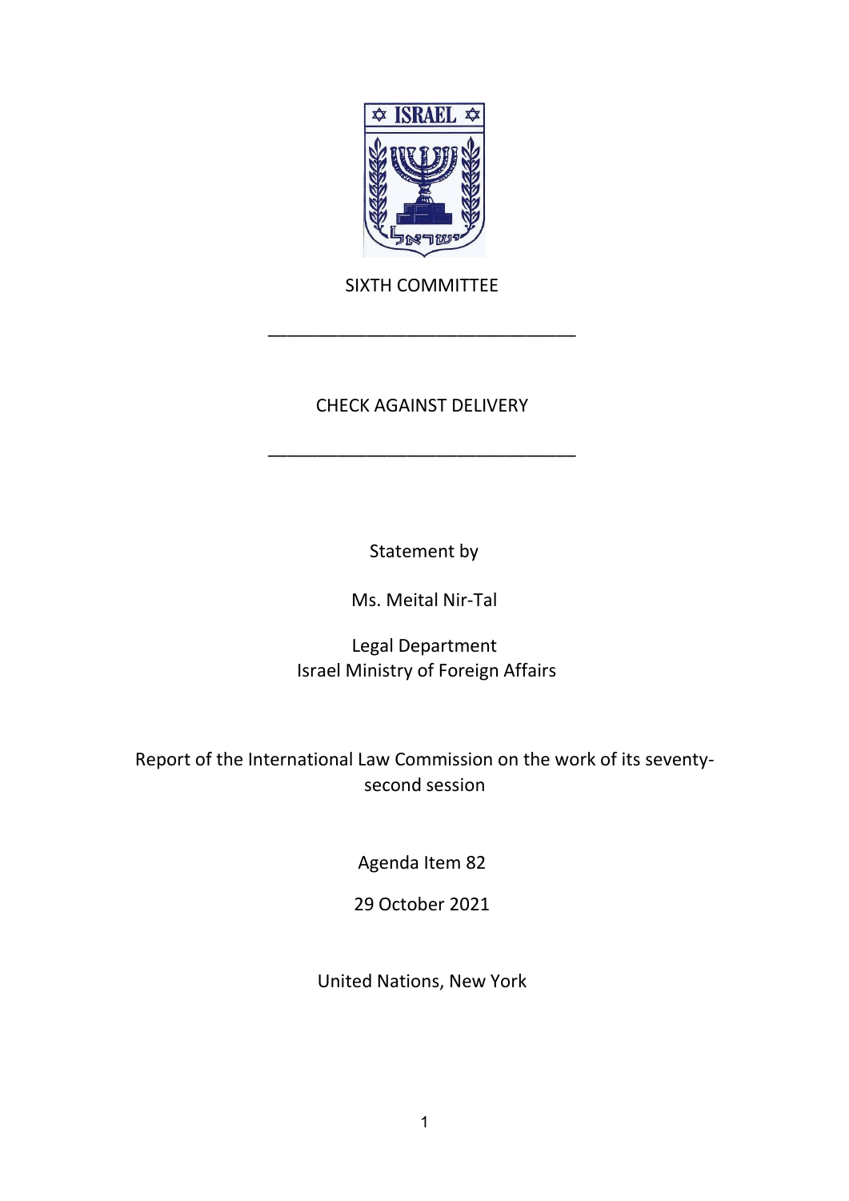SIXTH COMMITTEE

---

CHECK AGAINST DELIVERY

---

Statement by

Ms. Meital Nir-Tal

Legal Department
Israel Ministry of Foreign Affairs

Report of the International Law Commission on the work of its seventy-second session

Agenda Item 82

29 October 2021

United Nations, New York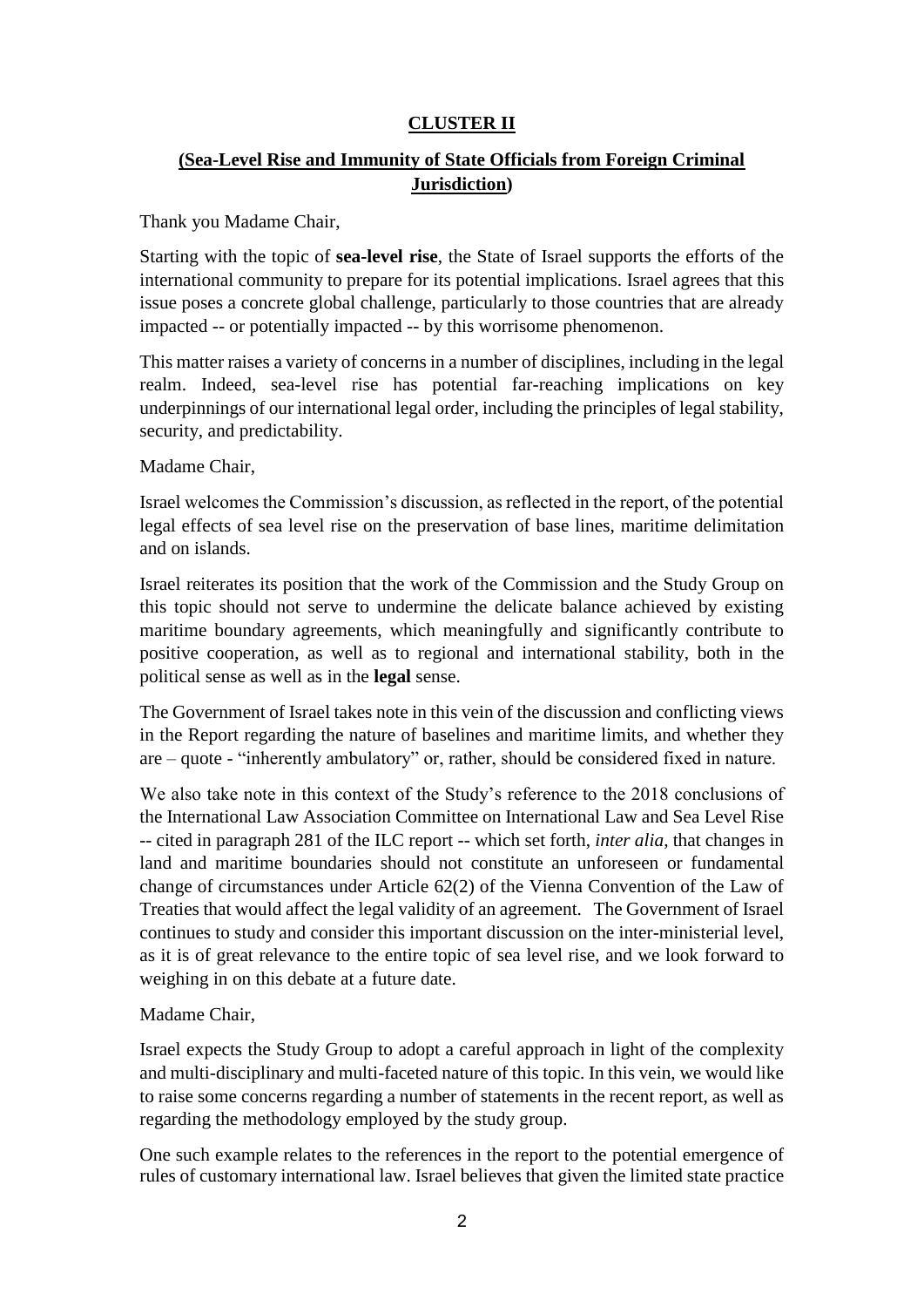**CLUSTER II**

**(Sea-Level Rise and Immunity of State Officials from Foreign Criminal Jurisdiction)**

Thank you Madame Chair,

Starting with the topic of **sea-level rise**, the State of Israel supports the efforts of the international community to prepare for its potential implications. Israel agrees that this issue poses a concrete global challenge, particularly to those countries that are already impacted -- or potentially impacted -- by this worrisome phenomenon.

This matter raises a variety of concerns in a number of disciplines, including in the legal realm. Indeed, sea-level rise has potential far-reaching implications on key underpinnings of our international legal order, including the principles of legal stability, security, and predictability.

Madame Chair,

Israel welcomes the Commission's discussion, as reflected in the report, of the potential legal effects of sea level rise on the preservation of base lines, maritime delimitation and on islands.

Israel reiterates its position that the work of the Commission and the Study Group on this topic should not serve to undermine the delicate balance achieved by existing maritime boundary agreements, which meaningfully and significantly contribute to positive cooperation, as well as to regional and international stability, both in the political sense as well as in the **legal** sense.

The Government of Israel takes note in this vein of the discussion and conflicting views in the Report regarding the nature of baselines and maritime limits, and whether they are – quote - "inherently ambulatory" or, rather, should be considered fixed in nature.

We also take note in this context of the Study's reference to the 2018 conclusions of the International Law Association Committee on International Law and Sea Level Rise -- cited in paragraph 281 of the ILC report -- which set forth, *inter alia*, that changes in land and maritime boundaries should not constitute an unforeseen or fundamental change of circumstances under Article 62(2) of the Vienna Convention of the Law of Treaties that would affect the legal validity of an agreement. The Government of Israel continues to study and consider this important discussion on the inter-ministerial level, as it is of great relevance to the entire topic of sea level rise, and we look forward to weighing in on this debate at a future date.

Madame Chair,

Israel expects the Study Group to adopt a careful approach in light of the complexity and multi-disciplinary and multi-faceted nature of this topic. In this vein, we would like to raise some concerns regarding a number of statements in the recent report, as well as regarding the methodology employed by the study group.

One such example relates to the references in the report to the potential emergence of rules of customary international law. Israel believes that given the limited state practice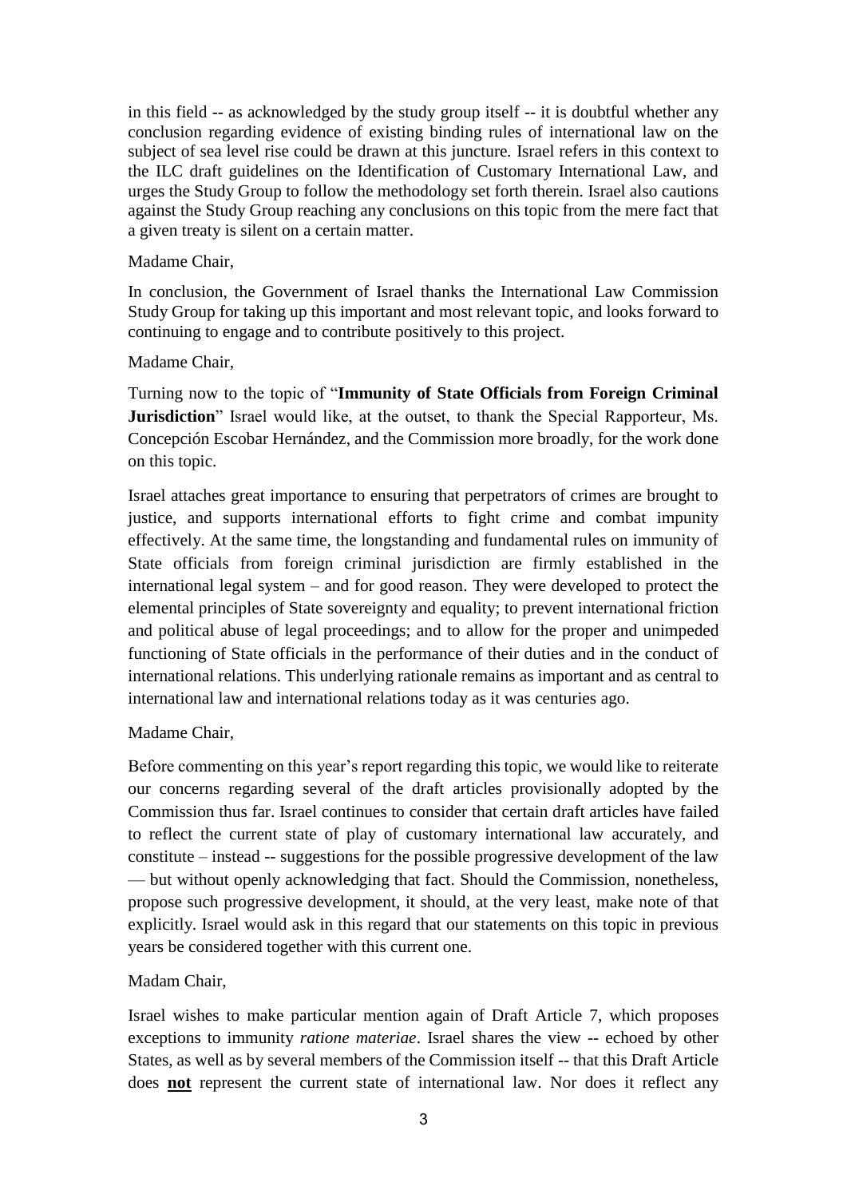in this field -- as acknowledged by the study group itself -- it is doubtful whether any conclusion regarding evidence of existing binding rules of international law on the subject of sea level rise could be drawn at this juncture. Israel refers in this context to the ILC draft guidelines on the Identification of Customary International Law, and urges the Study Group to follow the methodology set forth therein. Israel also cautions against the Study Group reaching any conclusions on this topic from the mere fact that a given treaty is silent on a certain matter.

Madame Chair,

In conclusion, the Government of Israel thanks the International Law Commission Study Group for taking up this important and most relevant topic, and looks forward to continuing to engage and to contribute positively to this project.

Madame Chair,

Turning now to the topic of "**Immunity of State Officials from Foreign Criminal Jurisdiction**" Israel would like, at the outset, to thank the Special Rapporteur, Ms. Concepción Escobar Hernández, and the Commission more broadly, for the work done on this topic.

Israel attaches great importance to ensuring that perpetrators of crimes are brought to justice, and supports international efforts to fight crime and combat impunity effectively. At the same time, the longstanding and fundamental rules on immunity of State officials from foreign criminal jurisdiction are firmly established in the international legal system – and for good reason. They were developed to protect the elemental principles of State sovereignty and equality; to prevent international friction and political abuse of legal proceedings; and to allow for the proper and unimpeded functioning of State officials in the performance of their duties and in the conduct of international relations. This underlying rationale remains as important and as central to international law and international relations today as it was centuries ago.

Madame Chair,

Before commenting on this year's report regarding this topic, we would like to reiterate our concerns regarding several of the draft articles provisionally adopted by the Commission thus far. Israel continues to consider that certain draft articles have failed to reflect the current state of play of customary international law accurately, and constitute – instead -- suggestions for the possible progressive development of the law — but without openly acknowledging that fact. Should the Commission, nonetheless, propose such progressive development, it should, at the very least, make note of that explicitly. Israel would ask in this regard that our statements on this topic in previous years be considered together with this current one.

Madam Chair,

Israel wishes to make particular mention again of Draft Article 7, which proposes exceptions to immunity *ratione materiae*. Israel shares the view -- echoed by other States, as well as by several members of the Commission itself -- that this Draft Article does **not** represent the current state of international law. Nor does it reflect any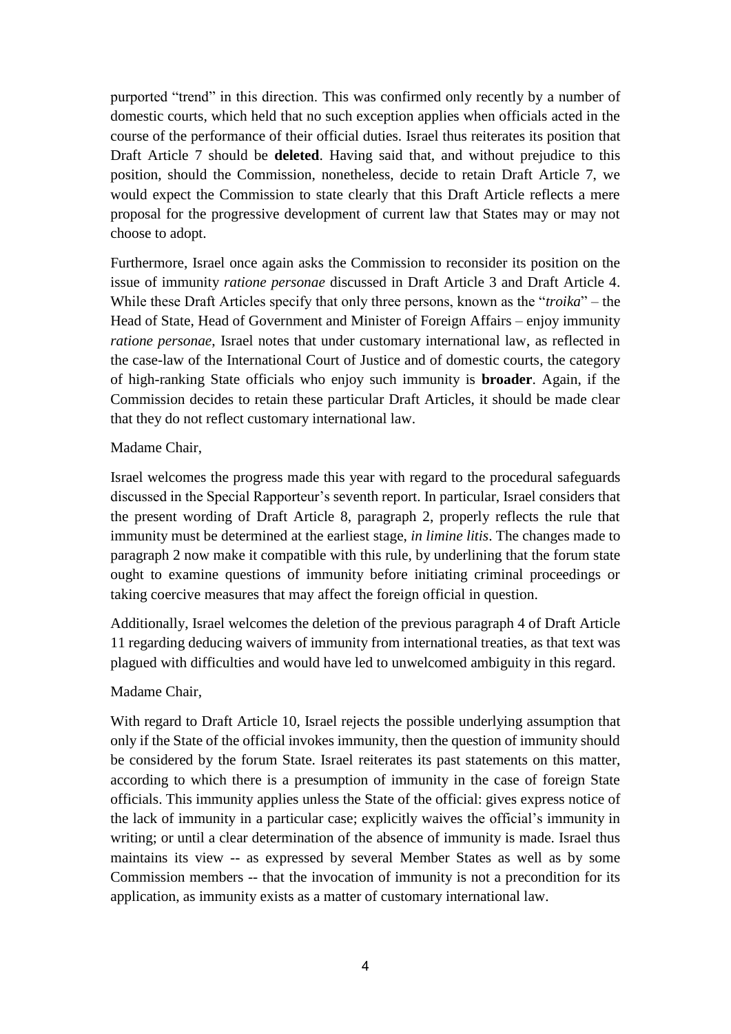purported "trend" in this direction. This was confirmed only recently by a number of domestic courts, which held that no such exception applies when officials acted in the course of the performance of their official duties. Israel thus reiterates its position that Draft Article 7 should be **deleted**. Having said that, and without prejudice to this position, should the Commission, nonetheless, decide to retain Draft Article 7, we would expect the Commission to state clearly that this Draft Article reflects a mere proposal for the progressive development of current law that States may or may not choose to adopt.

Furthermore, Israel once again asks the Commission to reconsider its position on the issue of immunity *ratione personae* discussed in Draft Article 3 and Draft Article 4. While these Draft Articles specify that only three persons, known as the "*troika*" – the Head of State, Head of Government and Minister of Foreign Affairs – enjoy immunity *ratione personae*, Israel notes that under customary international law, as reflected in the case-law of the International Court of Justice and of domestic courts, the category of high-ranking State officials who enjoy such immunity is **broader**. Again, if the Commission decides to retain these particular Draft Articles, it should be made clear that they do not reflect customary international law.

Madame Chair,

Israel welcomes the progress made this year with regard to the procedural safeguards discussed in the Special Rapporteur's seventh report. In particular, Israel considers that the present wording of Draft Article 8, paragraph 2, properly reflects the rule that immunity must be determined at the earliest stage, *in limine litis*. The changes made to paragraph 2 now make it compatible with this rule, by underlining that the forum state ought to examine questions of immunity before initiating criminal proceedings or taking coercive measures that may affect the foreign official in question.

Additionally, Israel welcomes the deletion of the previous paragraph 4 of Draft Article 11 regarding deducing waivers of immunity from international treaties, as that text was plagued with difficulties and would have led to unwelcomed ambiguity in this regard.

Madame Chair,

With regard to Draft Article 10, Israel rejects the possible underlying assumption that only if the State of the official invokes immunity, then the question of immunity should be considered by the forum State. Israel reiterates its past statements on this matter, according to which there is a presumption of immunity in the case of foreign State officials. This immunity applies unless the State of the official: gives express notice of the lack of immunity in a particular case; explicitly waives the official's immunity in writing; or until a clear determination of the absence of immunity is made. Israel thus maintains its view -- as expressed by several Member States as well as by some Commission members -- that the invocation of immunity is not a precondition for its application, as immunity exists as a matter of customary international law.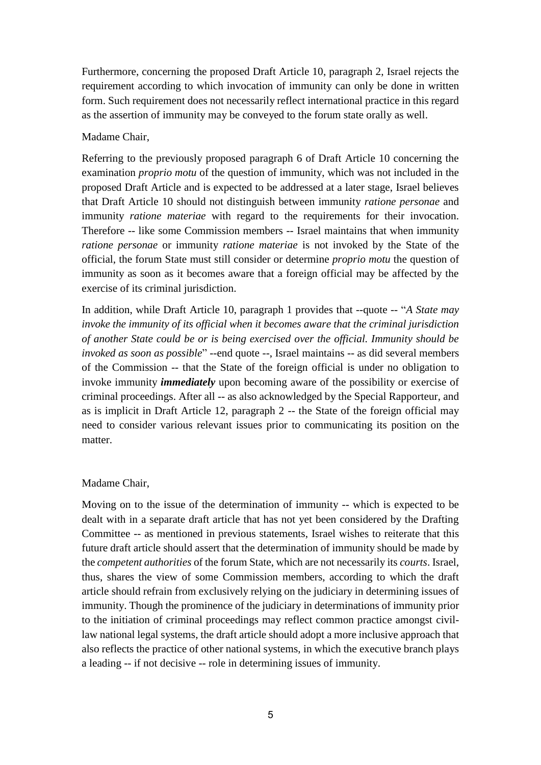Furthermore, concerning the proposed Draft Article 10, paragraph 2, Israel rejects the requirement according to which invocation of immunity can only be done in written form. Such requirement does not necessarily reflect international practice in this regard as the assertion of immunity may be conveyed to the forum state orally as well.

Madame Chair,

Referring to the previously proposed paragraph 6 of Draft Article 10 concerning the examination *proprio motu* of the question of immunity, which was not included in the proposed Draft Article and is expected to be addressed at a later stage, Israel believes that Draft Article 10 should not distinguish between immunity *ratione personae* and immunity *ratione materiae* with regard to the requirements for their invocation. Therefore -- like some Commission members -- Israel maintains that when immunity *ratione personae* or immunity *ratione materiae* is not invoked by the State of the official, the forum State must still consider or determine *proprio motu* the question of immunity as soon as it becomes aware that a foreign official may be affected by the exercise of its criminal jurisdiction.

In addition, while Draft Article 10, paragraph 1 provides that --quote -- "*A State may invoke the immunity of its official when it becomes aware that the criminal jurisdiction of another State could be or is being exercised over the official. Immunity should be invoked as soon as possible*" --end quote --, Israel maintains -- as did several members of the Commission -- that the State of the foreign official is under no obligation to invoke immunity ***immediately*** upon becoming aware of the possibility or exercise of criminal proceedings. After all -- as also acknowledged by the Special Rapporteur, and as is implicit in Draft Article 12, paragraph 2 -- the State of the foreign official may need to consider various relevant issues prior to communicating its position on the matter.

Madame Chair,

Moving on to the issue of the determination of immunity -- which is expected to be dealt with in a separate draft article that has not yet been considered by the Drafting Committee -- as mentioned in previous statements, Israel wishes to reiterate that this future draft article should assert that the determination of immunity should be made by the *competent authorities* of the forum State, which are not necessarily its *courts*. Israel, thus, shares the view of some Commission members, according to which the draft article should refrain from exclusively relying on the judiciary in determining issues of immunity. Though the prominence of the judiciary in determinations of immunity prior to the initiation of criminal proceedings may reflect common practice amongst civil-law national legal systems, the draft article should adopt a more inclusive approach that also reflects the practice of other national systems, in which the executive branch plays a leading -- if not decisive -- role in determining issues of immunity.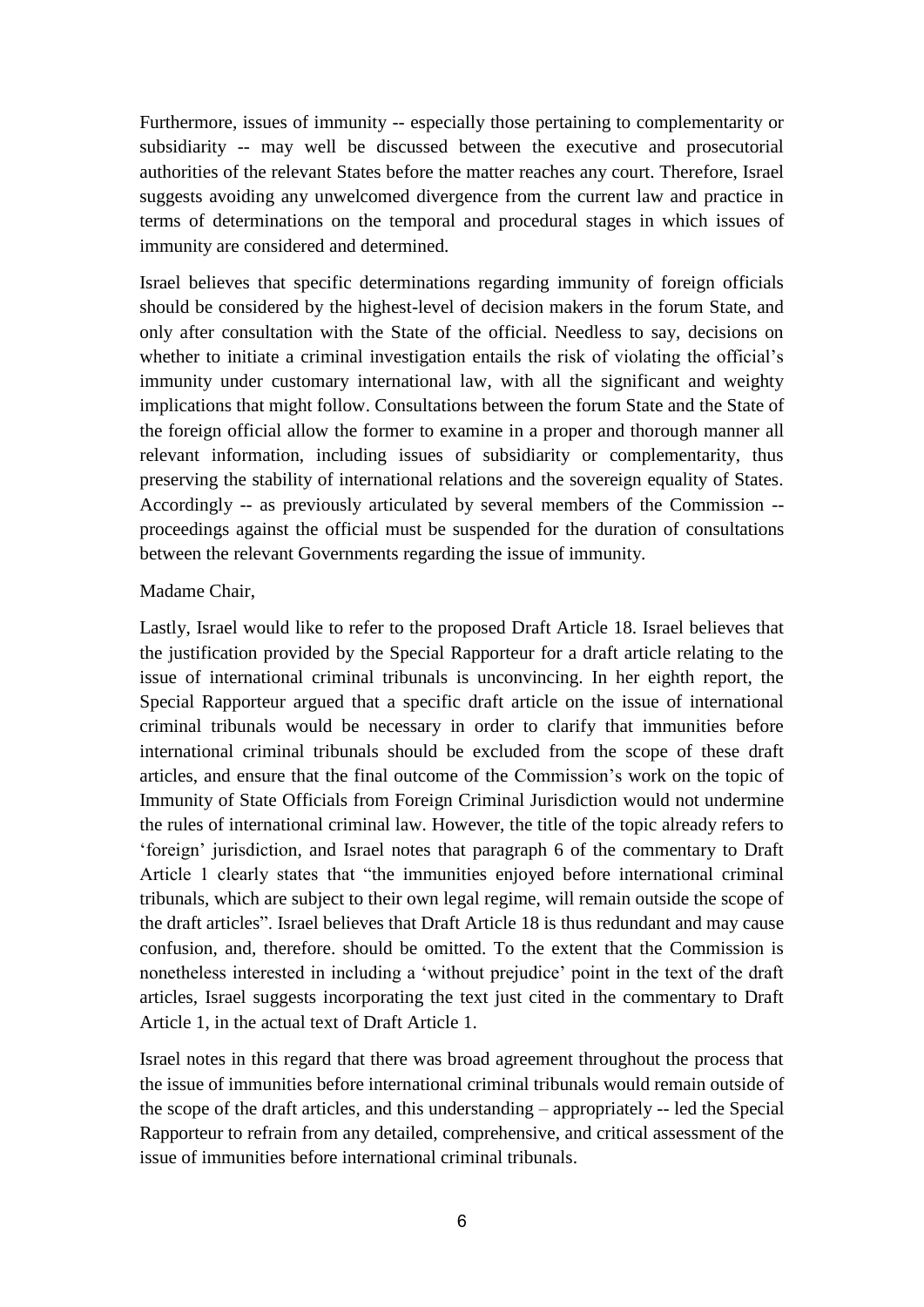Furthermore, issues of immunity -- especially those pertaining to complementarity or subsidiarity -- may well be discussed between the executive and prosecutorial authorities of the relevant States before the matter reaches any court. Therefore, Israel suggests avoiding any unwelcomed divergence from the current law and practice in terms of determinations on the temporal and procedural stages in which issues of immunity are considered and determined.

Israel believes that specific determinations regarding immunity of foreign officials should be considered by the highest-level of decision makers in the forum State, and only after consultation with the State of the official. Needless to say, decisions on whether to initiate a criminal investigation entails the risk of violating the official's immunity under customary international law, with all the significant and weighty implications that might follow. Consultations between the forum State and the State of the foreign official allow the former to examine in a proper and thorough manner all relevant information, including issues of subsidiarity or complementarity, thus preserving the stability of international relations and the sovereign equality of States. Accordingly -- as previously articulated by several members of the Commission -- proceedings against the official must be suspended for the duration of consultations between the relevant Governments regarding the issue of immunity.

Madame Chair,

Lastly, Israel would like to refer to the proposed Draft Article 18. Israel believes that the justification provided by the Special Rapporteur for a draft article relating to the issue of international criminal tribunals is unconvincing. In her eighth report, the Special Rapporteur argued that a specific draft article on the issue of international criminal tribunals would be necessary in order to clarify that immunities before international criminal tribunals should be excluded from the scope of these draft articles, and ensure that the final outcome of the Commission's work on the topic of Immunity of State Officials from Foreign Criminal Jurisdiction would not undermine the rules of international criminal law. However, the title of the topic already refers to 'foreign' jurisdiction, and Israel notes that paragraph 6 of the commentary to Draft Article 1 clearly states that "the immunities enjoyed before international criminal tribunals, which are subject to their own legal regime, will remain outside the scope of the draft articles". Israel believes that Draft Article 18 is thus redundant and may cause confusion, and, therefore. should be omitted. To the extent that the Commission is nonetheless interested in including a 'without prejudice' point in the text of the draft articles, Israel suggests incorporating the text just cited in the commentary to Draft Article 1, in the actual text of Draft Article 1.

Israel notes in this regard that there was broad agreement throughout the process that the issue of immunities before international criminal tribunals would remain outside of the scope of the draft articles, and this understanding – appropriately -- led the Special Rapporteur to refrain from any detailed, comprehensive, and critical assessment of the issue of immunities before international criminal tribunals.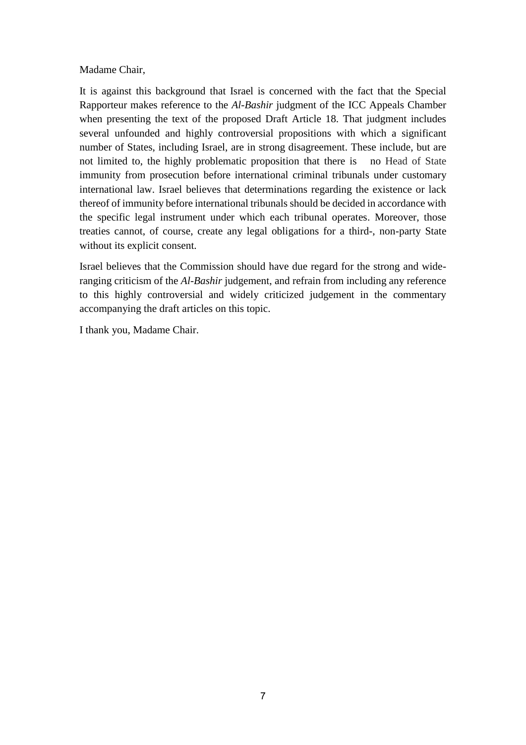Madame Chair,

It is against this background that Israel is concerned with the fact that the Special Rapporteur makes reference to the *Al-Bashir* judgment of the ICC Appeals Chamber when presenting the text of the proposed Draft Article 18. That judgment includes several unfounded and highly controversial propositions with which a significant number of States, including Israel, are in strong disagreement. These include, but are not limited to, the highly problematic proposition that there is no Head of State immunity from prosecution before international criminal tribunals under customary international law. Israel believes that determinations regarding the existence or lack thereof of immunity before international tribunals should be decided in accordance with the specific legal instrument under which each tribunal operates. Moreover, those treaties cannot, of course, create any legal obligations for a third-, non-party State without its explicit consent.

Israel believes that the Commission should have due regard for the strong and wide-ranging criticism of the *Al-Bashir* judgement, and refrain from including any reference to this highly controversial and widely criticized judgement in the commentary accompanying the draft articles on this topic.

I thank you, Madame Chair.